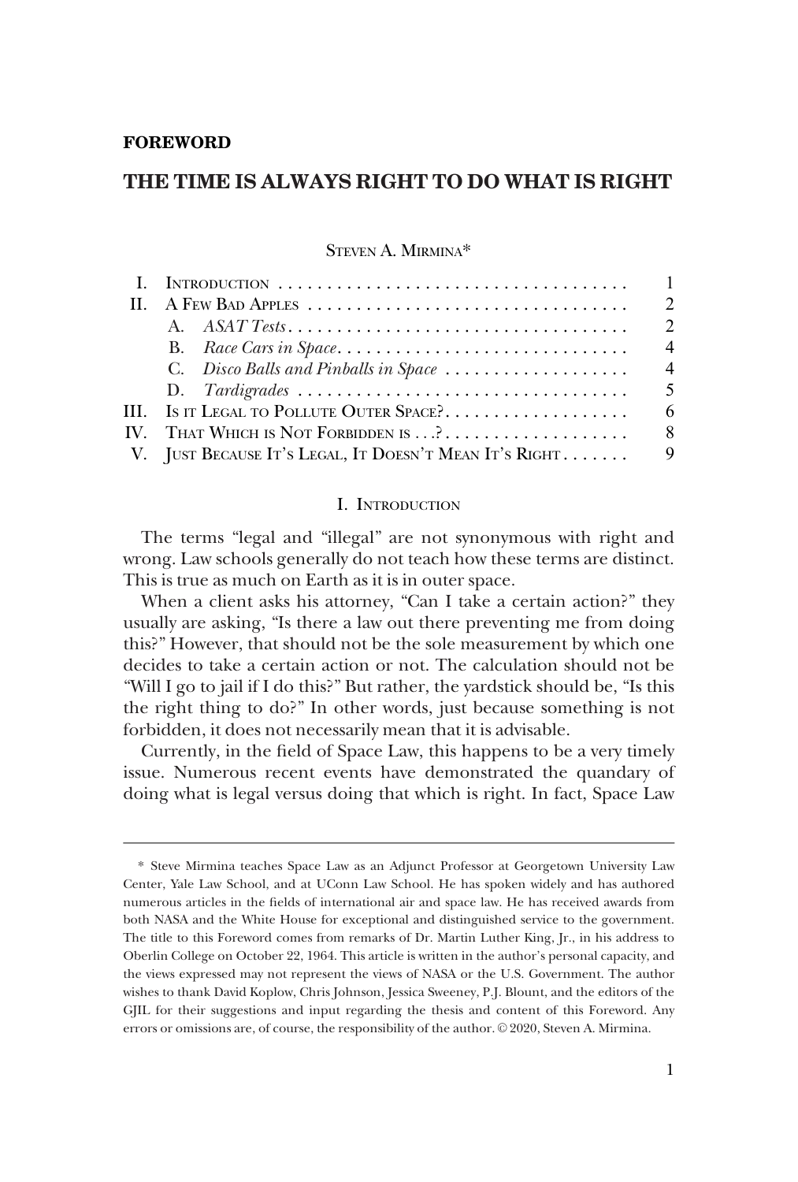**FOREWORD**

# THE TIME IS ALWAYS RIGHT TO DO WHAT IS RIGHT

STEVEN A. MIRMINA*

| | | |
|---|---|---|
| I. | INTRODUCTION | 1 |
| II. | A FEW BAD APPLES | 2 |
| | A. *ASAT Tests* | 2 |
| | B. *Race Cars in Space* | 4 |
| | C. *Disco Balls and Pinballs in Space* | 4 |
| | D. *Tardigrades* | 5 |
| III. | IS IT LEGAL TO POLLUTE OUTER SPACE? | 6 |
| IV. | THAT WHICH IS NOT FORBIDDEN IS . . .? | 8 |
| V. | JUST BECAUSE IT'S LEGAL, IT DOESN'T MEAN IT'S RIGHT | 9 |

## I. INTRODUCTION

The terms "legal and "illegal" are not synonymous with right and wrong. Law schools generally do not teach how these terms are distinct. This is true as much on Earth as it is in outer space.

When a client asks his attorney, "Can I take a certain action?" they usually are asking, "Is there a law out there preventing me from doing this?" However, that should not be the sole measurement by which one decides to take a certain action or not. The calculation should not be "Will I go to jail if I do this?" But rather, the yardstick should be, "Is this the right thing to do?" In other words, just because something is not forbidden, it does not necessarily mean that it is advisable.

Currently, in the field of Space Law, this happens to be a very timely issue. Numerous recent events have demonstrated the quandary of doing what is legal versus doing that which is right. In fact, Space Law

---

\* Steve Mirmina teaches Space Law as an Adjunct Professor at Georgetown University Law Center, Yale Law School, and at UConn Law School. He has spoken widely and has authored numerous articles in the fields of international air and space law. He has received awards from both NASA and the White House for exceptional and distinguished service to the government. The title to this Foreword comes from remarks of Dr. Martin Luther King, Jr., in his address to Oberlin College on October 22, 1964. This article is written in the author's personal capacity, and the views expressed may not represent the views of NASA or the U.S. Government. The author wishes to thank David Koplow, Chris Johnson, Jessica Sweeney, P.J. Blount, and the editors of the GJIL for their suggestions and input regarding the thesis and content of this Foreword. Any errors or omissions are, of course, the responsibility of the author. © 2020, Steven A. Mirmina.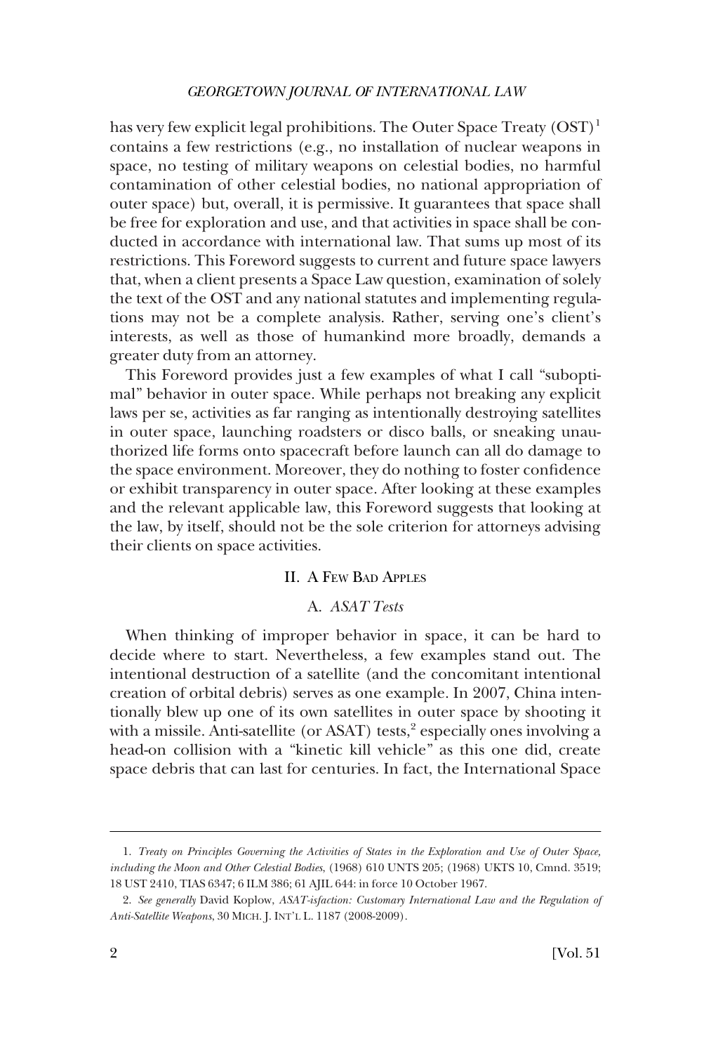has very few explicit legal prohibitions. The Outer Space Treaty (OST)[1] contains a few restrictions (e.g., no installation of nuclear weapons in space, no testing of military weapons on celestial bodies, no harmful contamination of other celestial bodies, no national appropriation of outer space) but, overall, it is permissive. It guarantees that space shall be free for exploration and use, and that activities in space shall be conducted in accordance with international law. That sums up most of its restrictions. This Foreword suggests to current and future space lawyers that, when a client presents a Space Law question, examination of solely the text of the OST and any national statutes and implementing regulations may not be a complete analysis. Rather, serving one's client's interests, as well as those of humankind more broadly, demands a greater duty from an attorney.

This Foreword provides just a few examples of what I call "suboptimal" behavior in outer space. While perhaps not breaking any explicit laws per se, activities as far ranging as intentionally destroying satellites in outer space, launching roadsters or disco balls, or sneaking unauthorized life forms onto spacecraft before launch can all do damage to the space environment. Moreover, they do nothing to foster confidence or exhibit transparency in outer space. After looking at these examples and the relevant applicable law, this Foreword suggests that looking at the law, by itself, should not be the sole criterion for attorneys advising their clients on space activities.

## II. A Few Bad Apples

### A. *ASAT Tests*

When thinking of improper behavior in space, it can be hard to decide where to start. Nevertheless, a few examples stand out. The intentional destruction of a satellite (and the concomitant intentional creation of orbital debris) serves as one example. In 2007, China intentionally blew up one of its own satellites in outer space by shooting it with a missile. Anti-satellite (or ASAT) tests,[2] especially ones involving a head-on collision with a "kinetic kill vehicle" as this one did, create space debris that can last for centuries. In fact, the International Space

---

1. *Treaty on Principles Governing the Activities of States in the Exploration and Use of Outer Space, including the Moon and Other Celestial Bodies*, (1968) 610 UNTS 205; (1968) UKTS 10, Cmnd. 3519; 18 UST 2410, TIAS 6347; 6 ILM 386; 61 AJIL 644: in force 10 October 1967.

2. *See generally* David Koplow, *ASAT-isfaction: Customary International Law and the Regulation of Anti-Satellite Weapons*, 30 MICH. J. INT'L L. 1187 (2008-2009).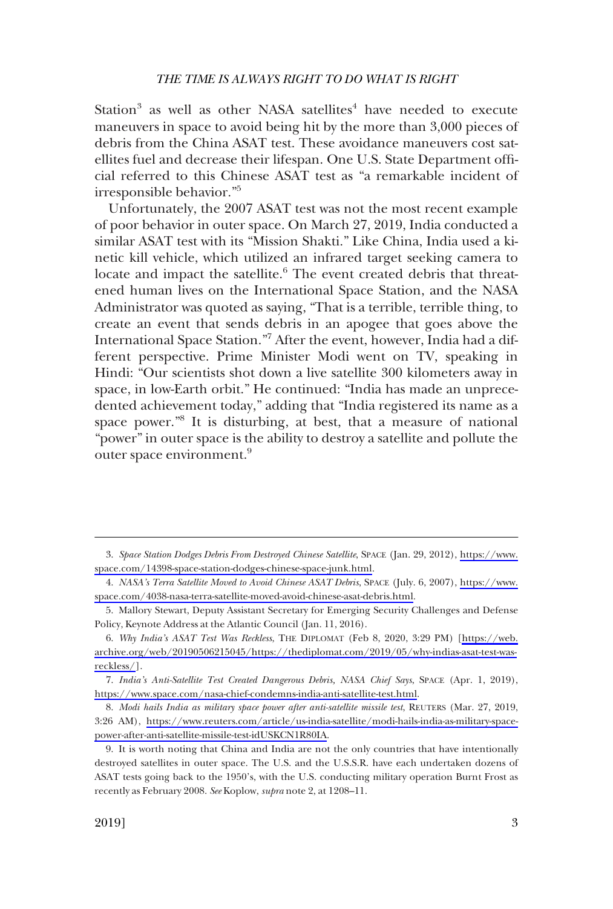Station[3] as well as other NASA satellites[4] have needed to execute maneuvers in space to avoid being hit by the more than 3,000 pieces of debris from the China ASAT test. These avoidance maneuvers cost satellites fuel and decrease their lifespan. One U.S. State Department official referred to this Chinese ASAT test as "a remarkable incident of irresponsible behavior."[5]

Unfortunately, the 2007 ASAT test was not the most recent example of poor behavior in outer space. On March 27, 2019, India conducted a similar ASAT test with its "Mission Shakti." Like China, India used a kinetic kill vehicle, which utilized an infrared target seeking camera to locate and impact the satellite.[6] The event created debris that threatened human lives on the International Space Station, and the NASA Administrator was quoted as saying, "That is a terrible, terrible thing, to create an event that sends debris in an apogee that goes above the International Space Station."[7] After the event, however, India had a different perspective. Prime Minister Modi went on TV, speaking in Hindi: "Our scientists shot down a live satellite 300 kilometers away in space, in low-Earth orbit." He continued: "India has made an unprecedented achievement today," adding that "India registered its name as a space power."[8] It is disturbing, at best, that a measure of national "power" in outer space is the ability to destroy a satellite and pollute the outer space environment.[9]

---

3. *Space Station Dodges Debris From Destroyed Chinese Satellite*, SPACE (Jan. 29, 2012), https://www.space.com/14398-space-station-dodges-chinese-space-junk.html.

4. *NASA's Terra Satellite Moved to Avoid Chinese ASAT Debris*, SPACE (July. 6, 2007), https://www.space.com/4038-nasa-terra-satellite-moved-avoid-chinese-asat-debris.html.

5. Mallory Stewart, Deputy Assistant Secretary for Emerging Security Challenges and Defense Policy, Keynote Address at the Atlantic Council (Jan. 11, 2016).

6. *Why India's ASAT Test Was Reckless*, THE DIPLOMAT (Feb 8, 2020, 3:29 PM) [https://web.archive.org/web/20190506215045/https://thediplomat.com/2019/05/why-indias-asat-test-was-reckless/].

7. *India's Anti-Satellite Test Created Dangerous Debris, NASA Chief Says*, SPACE (Apr. 1, 2019), https://www.space.com/nasa-chief-condemns-india-anti-satellite-test.html.

8. *Modi hails India as military space power after anti-satellite missile test*, REUTERS (Mar. 27, 2019, 3:26 AM), https://www.reuters.com/article/us-india-satellite/modi-hails-india-as-military-space-power-after-anti-satellite-missile-test-idUSKCN1R80IA.

9. It is worth noting that China and India are not the only countries that have intentionally destroyed satellites in outer space. The U.S. and the U.S.S.R. have each undertaken dozens of ASAT tests going back to the 1950's, with the U.S. conducting military operation Burnt Frost as recently as February 2008. *See* Koplow, *supra* note 2, at 1208–11.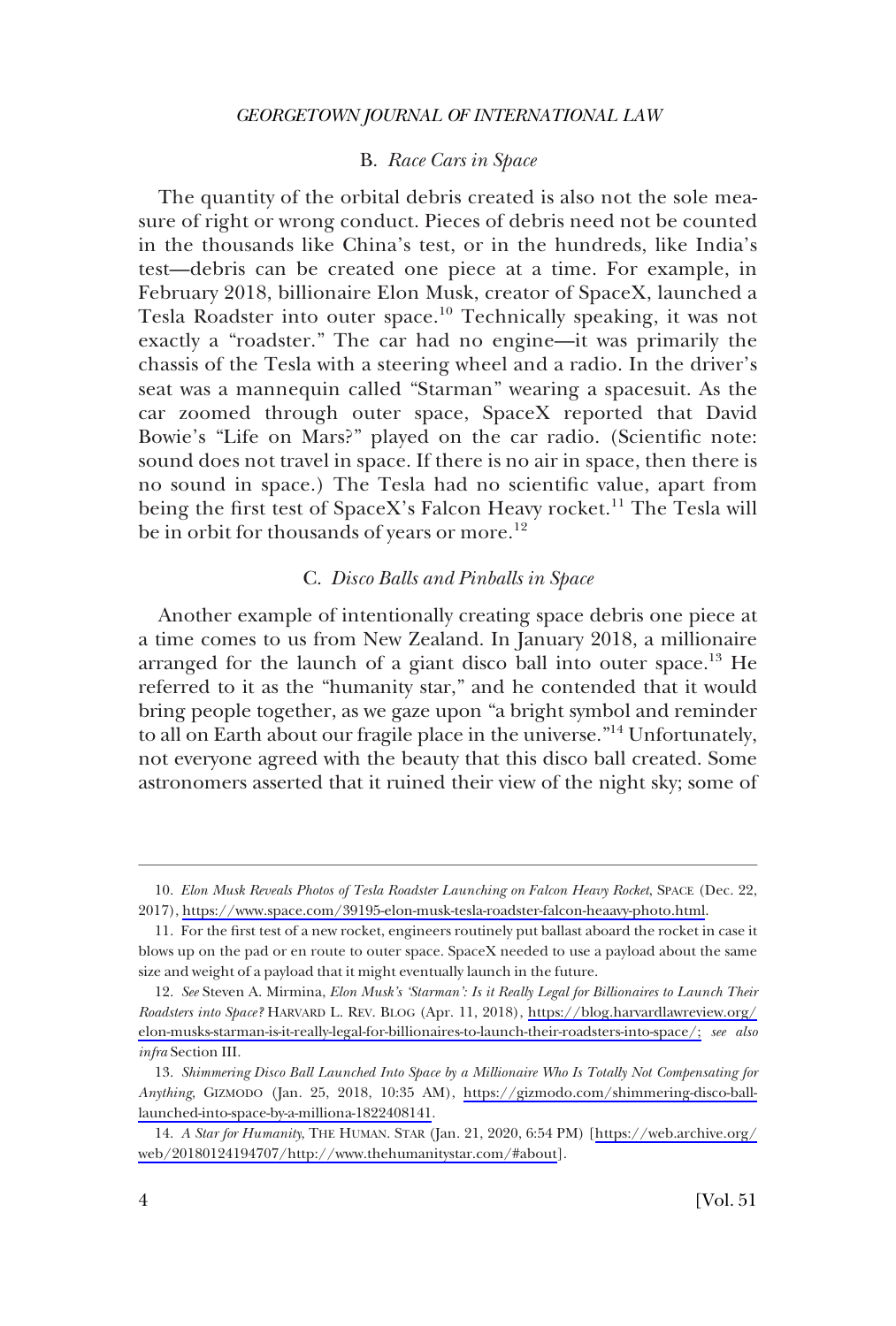### B. *Race Cars in Space*

The quantity of the orbital debris created is also not the sole measure of right or wrong conduct. Pieces of debris need not be counted in the thousands like China's test, or in the hundreds, like India's test—debris can be created one piece at a time. For example, in February 2018, billionaire Elon Musk, creator of SpaceX, launched a Tesla Roadster into outer space.[10] Technically speaking, it was not exactly a "roadster." The car had no engine—it was primarily the chassis of the Tesla with a steering wheel and a radio. In the driver's seat was a mannequin called "Starman" wearing a spacesuit. As the car zoomed through outer space, SpaceX reported that David Bowie's "Life on Mars?" played on the car radio. (Scientific note: sound does not travel in space. If there is no air in space, then there is no sound in space.) The Tesla had no scientific value, apart from being the first test of SpaceX's Falcon Heavy rocket.[11] The Tesla will be in orbit for thousands of years or more.[12]

### C. *Disco Balls and Pinballs in Space*

Another example of intentionally creating space debris one piece at a time comes to us from New Zealand. In January 2018, a millionaire arranged for the launch of a giant disco ball into outer space.[13] He referred to it as the "humanity star," and he contended that it would bring people together, as we gaze upon "a bright symbol and reminder to all on Earth about our fragile place in the universe."[14] Unfortunately, not everyone agreed with the beauty that this disco ball created. Some astronomers asserted that it ruined their view of the night sky; some of

---

10. *Elon Musk Reveals Photos of Tesla Roadster Launching on Falcon Heavy Rocket*, SPACE (Dec. 22, 2017), https://www.space.com/39195-elon-musk-tesla-roadster-falcon-heaavy-photo.html.

11. For the first test of a new rocket, engineers routinely put ballast aboard the rocket in case it blows up on the pad or en route to outer space. SpaceX needed to use a payload about the same size and weight of a payload that it might eventually launch in the future.

12. *See* Steven A. Mirmina, *Elon Musk's 'Starman': Is it Really Legal for Billionaires to Launch Their Roadsters into Space?* HARVARD L. REV. BLOG (Apr. 11, 2018), https://blog.harvardlawreview.org/elon-musks-starman-is-it-really-legal-for-billionaires-to-launch-their-roadsters-into-space/; *see also infra* Section III.

13. *Shimmering Disco Ball Launched Into Space by a Millionaire Who Is Totally Not Compensating for Anything*, GIZMODO (Jan. 25, 2018, 10:35 AM), https://gizmodo.com/shimmering-disco-ball-launched-into-space-by-a-milliona-1822408141.

14. *A Star for Humanity*, THE HUMAN. STAR (Jan. 21, 2020, 6:54 PM) [https://web.archive.org/web/20180124194707/http://www.thehumanitystar.com/#about].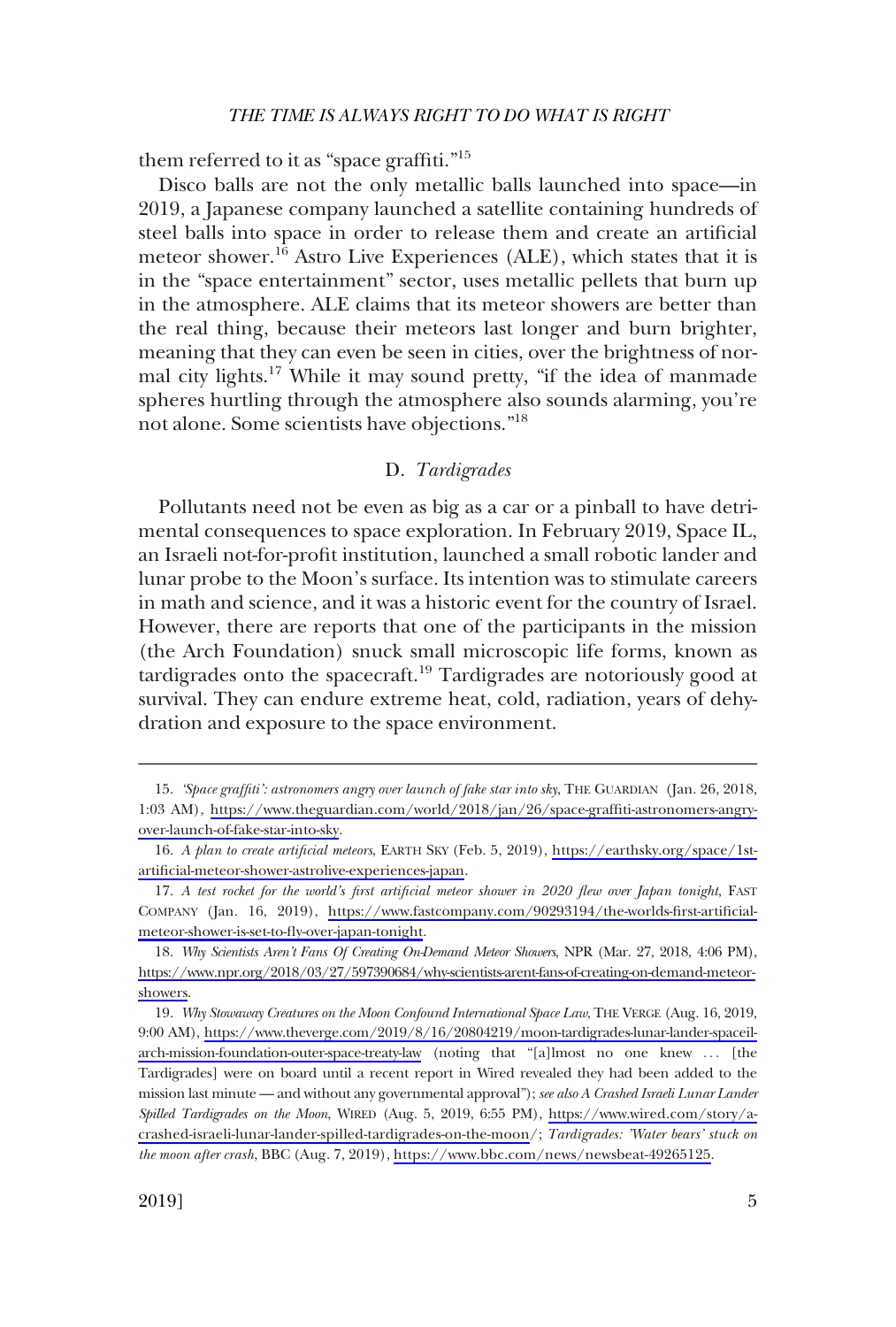them referred to it as "space graffiti."[15]

Disco balls are not the only metallic balls launched into space—in 2019, a Japanese company launched a satellite containing hundreds of steel balls into space in order to release them and create an artificial meteor shower.[16] Astro Live Experiences (ALE), which states that it is in the "space entertainment" sector, uses metallic pellets that burn up in the atmosphere. ALE claims that its meteor showers are better than the real thing, because their meteors last longer and burn brighter, meaning that they can even be seen in cities, over the brightness of normal city lights.[17] While it may sound pretty, "if the idea of manmade spheres hurtling through the atmosphere also sounds alarming, you're not alone. Some scientists have objections."[18]

### D. *Tardigrades*

Pollutants need not be even as big as a car or a pinball to have detrimental consequences to space exploration. In February 2019, Space IL, an Israeli not-for-profit institution, launched a small robotic lander and lunar probe to the Moon's surface. Its intention was to stimulate careers in math and science, and it was a historic event for the country of Israel. However, there are reports that one of the participants in the mission (the Arch Foundation) snuck small microscopic life forms, known as tardigrades onto the spacecraft.[19] Tardigrades are notoriously good at survival. They can endure extreme heat, cold, radiation, years of dehydration and exposure to the space environment.

---

15. *'Space graffiti': astronomers angry over launch of fake star into sky*, THE GUARDIAN (Jan. 26, 2018, 1:03 AM), https://www.theguardian.com/world/2018/jan/26/space-graffiti-astronomers-angry-over-launch-of-fake-star-into-sky.

16. *A plan to create artificial meteors*, EARTH SKY (Feb. 5, 2019), https://earthsky.org/space/1st-artificial-meteor-shower-astrolive-experiences-japan.

17. *A test rocket for the world's first artificial meteor shower in 2020 flew over Japan tonight*, FAST COMPANY (Jan. 16, 2019), https://www.fastcompany.com/90293194/the-worlds-first-artificial-meteor-shower-is-set-to-fly-over-japan-tonight.

18. *Why Scientists Aren't Fans Of Creating On-Demand Meteor Showers*, NPR (Mar. 27, 2018, 4:06 PM), https://www.npr.org/2018/03/27/597390684/why-scientists-arent-fans-of-creating-on-demand-meteor-showers.

19. *Why Stowaway Creatures on the Moon Confound International Space Law*, THE VERGE (Aug. 16, 2019, 9:00 AM), https://www.theverge.com/2019/8/16/20804219/moon-tardigrades-lunar-lander-spaceil-arch-mission-foundation-outer-space-treaty-law (noting that "[a]lmost no one knew . . . [the Tardigrades] were on board until a recent report in Wired revealed they had been added to the mission last minute — and without any governmental approval"); *see also A Crashed Israeli Lunar Lander Spilled Tardigrades on the Moon*, WIRED (Aug. 5, 2019, 6:55 PM), https://www.wired.com/story/a-crashed-israeli-lunar-lander-spilled-tardigrades-on-the-moon/; *Tardigrades: 'Water bears' stuck on the moon after crash*, BBC (Aug. 7, 2019), https://www.bbc.com/news/newsbeat-49265125.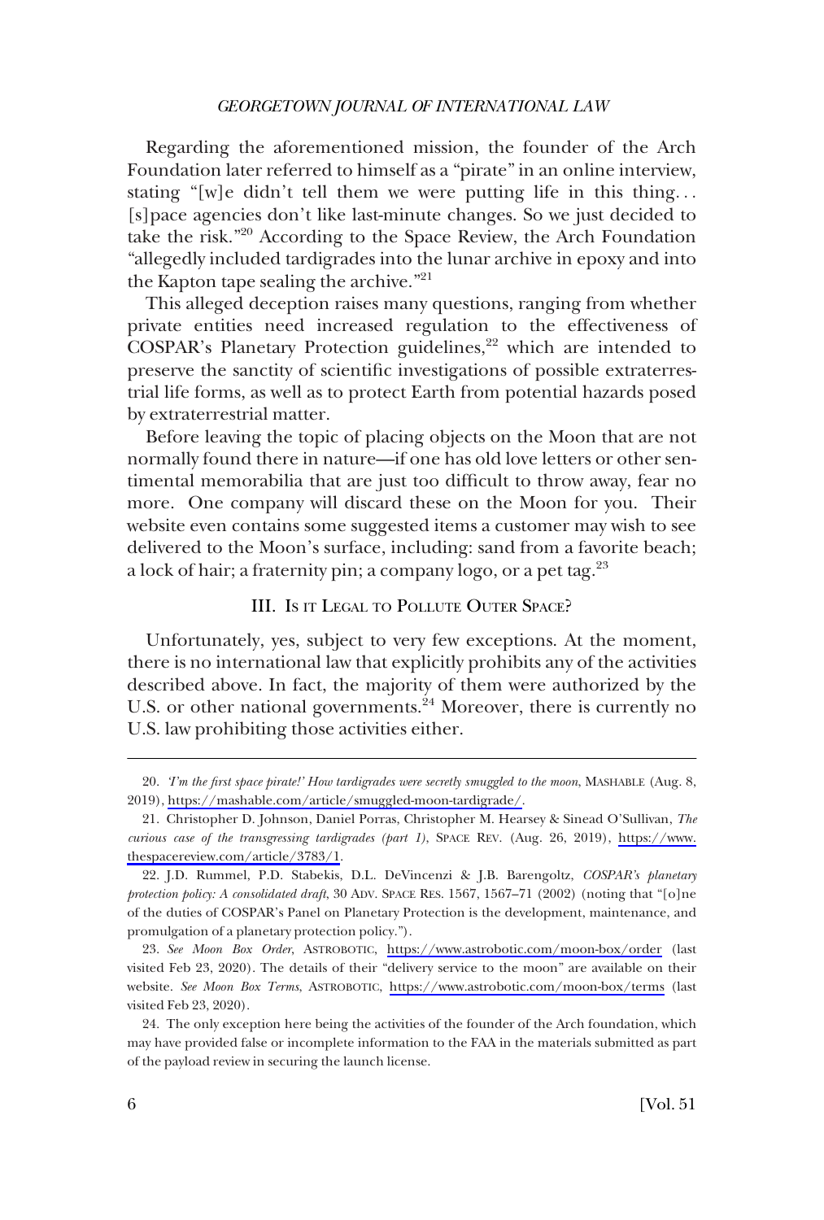Regarding the aforementioned mission, the founder of the Arch Foundation later referred to himself as a "pirate" in an online interview, stating "[w]e didn't tell them we were putting life in this thing. . . [s]pace agencies don't like last-minute changes. So we just decided to take the risk."[20] According to the Space Review, the Arch Foundation "allegedly included tardigrades into the lunar archive in epoxy and into the Kapton tape sealing the archive."[21]

This alleged deception raises many questions, ranging from whether private entities need increased regulation to the effectiveness of COSPAR's Planetary Protection guidelines,[22] which are intended to preserve the sanctity of scientific investigations of possible extraterrestrial life forms, as well as to protect Earth from potential hazards posed by extraterrestrial matter.

Before leaving the topic of placing objects on the Moon that are not normally found there in nature—if one has old love letters or other sentimental memorabilia that are just too difficult to throw away, fear no more. One company will discard these on the Moon for you. Their website even contains some suggested items a customer may wish to see delivered to the Moon's surface, including: sand from a favorite beach; a lock of hair; a fraternity pin; a company logo, or a pet tag.[23]

## III. Is it Legal to Pollute Outer Space?

Unfortunately, yes, subject to very few exceptions. At the moment, there is no international law that explicitly prohibits any of the activities described above. In fact, the majority of them were authorized by the U.S. or other national governments.[24] Moreover, there is currently no U.S. law prohibiting those activities either.

---

20. *'I'm the first space pirate!' How tardigrades were secretly smuggled to the moon*, MASHABLE (Aug. 8, 2019), https://mashable.com/article/smuggled-moon-tardigrade/.

21. Christopher D. Johnson, Daniel Porras, Christopher M. Hearsey & Sinead O'Sullivan, *The curious case of the transgressing tardigrades (part 1)*, SPACE REV. (Aug. 26, 2019), https://www.thespacereview.com/article/3783/1.

22. J.D. Rummel, P.D. Stabekis, D.L. DeVincenzi & J.B. Barengoltz, *COSPAR's planetary protection policy: A consolidated draft*, 30 ADV. SPACE RES. 1567, 1567–71 (2002) (noting that "[o]ne of the duties of COSPAR's Panel on Planetary Protection is the development, maintenance, and promulgation of a planetary protection policy.").

23. *See Moon Box Order*, ASTROBOTIC, https://www.astrobotic.com/moon-box/order (last visited Feb 23, 2020). The details of their "delivery service to the moon" are available on their website. *See Moon Box Terms*, ASTROBOTIC, https://www.astrobotic.com/moon-box/terms (last visited Feb 23, 2020).

24. The only exception here being the activities of the founder of the Arch foundation, which may have provided false or incomplete information to the FAA in the materials submitted as part of the payload review in securing the launch license.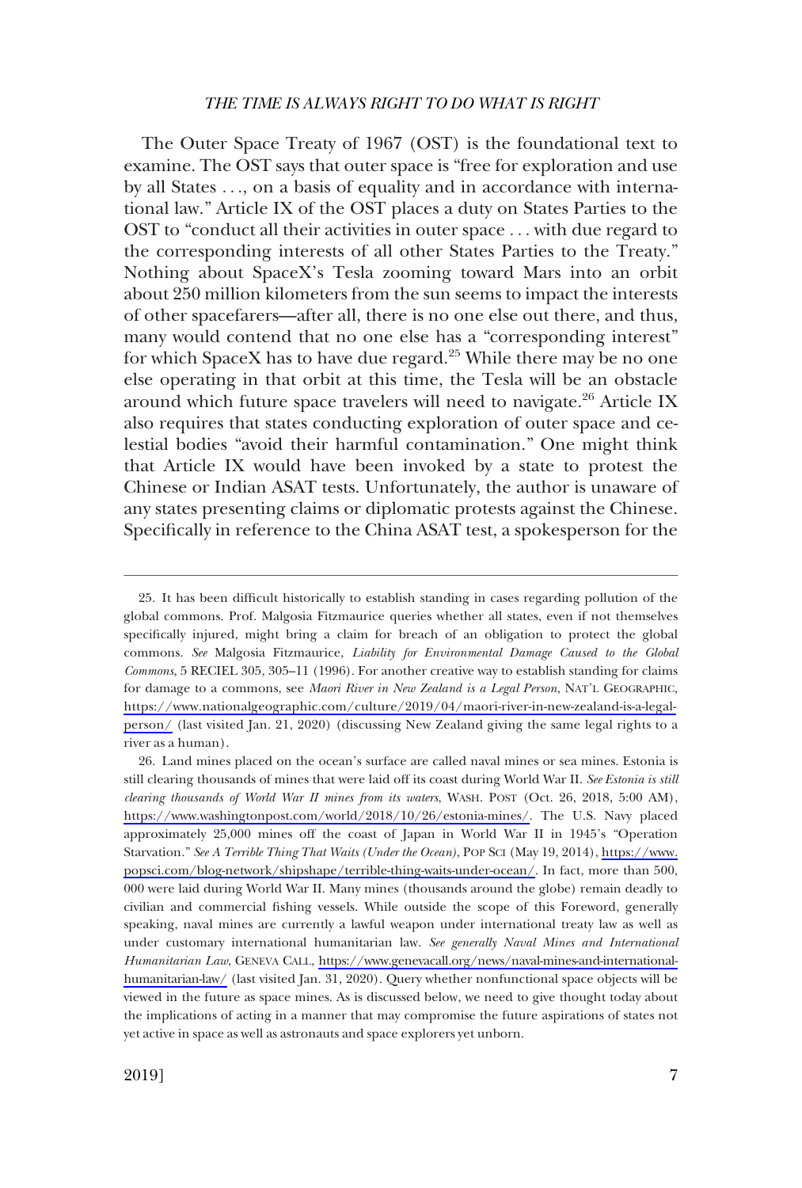The Outer Space Treaty of 1967 (OST) is the foundational text to examine. The OST says that outer space is "free for exploration and use by all States . . ., on a basis of equality and in accordance with international law." Article IX of the OST places a duty on States Parties to the OST to "conduct all their activities in outer space . . . with due regard to the corresponding interests of all other States Parties to the Treaty." Nothing about SpaceX's Tesla zooming toward Mars into an orbit about 250 million kilometers from the sun seems to impact the interests of other spacefarers—after all, there is no one else out there, and thus, many would contend that no one else has a "corresponding interest" for which SpaceX has to have due regard.[25] While there may be no one else operating in that orbit at this time, the Tesla will be an obstacle around which future space travelers will need to navigate.[26] Article IX also requires that states conducting exploration of outer space and celestial bodies "avoid their harmful contamination." One might think that Article IX would have been invoked by a state to protest the Chinese or Indian ASAT tests. Unfortunately, the author is unaware of any states presenting claims or diplomatic protests against the Chinese. Specifically in reference to the China ASAT test, a spokesperson for the

---

25. It has been difficult historically to establish standing in cases regarding pollution of the global commons. Prof. Malgosia Fitzmaurice queries whether all states, even if not themselves specifically injured, might bring a claim for breach of an obligation to protect the global commons. *See* Malgosia Fitzmaurice, *Liability for Environmental Damage Caused to the Global Commons*, 5 RECIEL 305, 305–11 (1996). For another creative way to establish standing for claims for damage to a commons, see *Maori River in New Zealand is a Legal Person*, NAT'L GEOGRAPHIC, https://www.nationalgeographic.com/culture/2019/04/maori-river-in-new-zealand-is-a-legal-person/ (last visited Jan. 21, 2020) (discussing New Zealand giving the same legal rights to a river as a human).

26. Land mines placed on the ocean's surface are called naval mines or sea mines. Estonia is still clearing thousands of mines that were laid off its coast during World War II. *See Estonia is still clearing thousands of World War II mines from its waters*, WASH. POST (Oct. 26, 2018, 5:00 AM), https://www.washingtonpost.com/world/2018/10/26/estonia-mines/. The U.S. Navy placed approximately 25,000 mines off the coast of Japan in World War II in 1945's "Operation Starvation." *See A Terrible Thing That Waits (Under the Ocean)*, POP SCI (May 19, 2014), https://www.popsci.com/blog-network/shipshape/terrible-thing-waits-under-ocean/. In fact, more than 500, 000 were laid during World War II. Many mines (thousands around the globe) remain deadly to civilian and commercial fishing vessels. While outside the scope of this Foreword, generally speaking, naval mines are currently a lawful weapon under international treaty law as well as under customary international humanitarian law. *See generally Naval Mines and International Humanitarian Law*, GENEVA CALL, https://www.genevacall.org/news/naval-mines-and-international-humanitarian-law/ (last visited Jan. 31, 2020). Query whether nonfunctional space objects will be viewed in the future as space mines. As is discussed below, we need to give thought today about the implications of acting in a manner that may compromise the future aspirations of states not yet active in space as well as astronauts and space explorers yet unborn.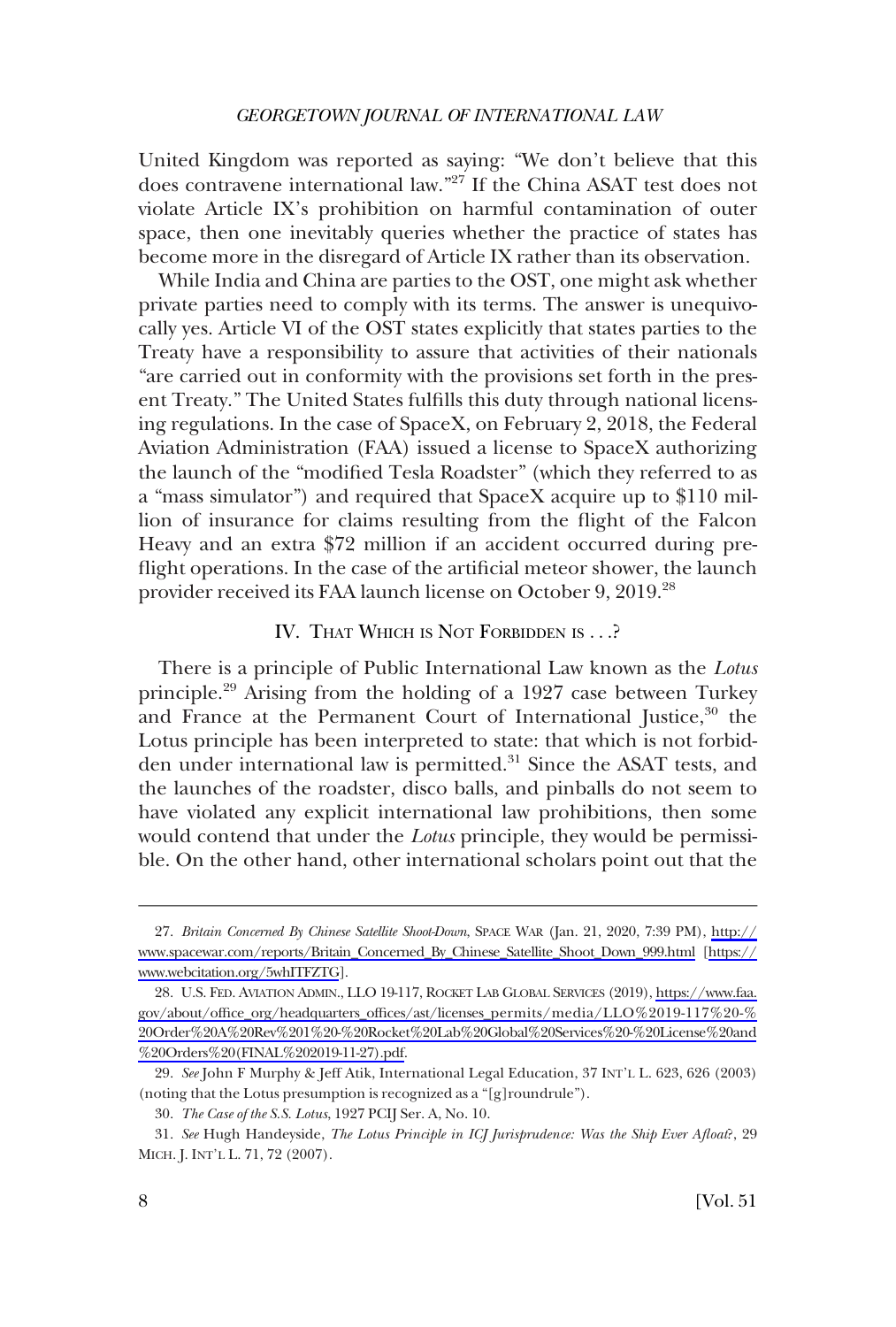United Kingdom was reported as saying: "We don't believe that this does contravene international law."[27] If the China ASAT test does not violate Article IX's prohibition on harmful contamination of outer space, then one inevitably queries whether the practice of states has become more in the disregard of Article IX rather than its observation.

While India and China are parties to the OST, one might ask whether private parties need to comply with its terms. The answer is unequivocally yes. Article VI of the OST states explicitly that states parties to the Treaty have a responsibility to assure that activities of their nationals "are carried out in conformity with the provisions set forth in the present Treaty." The United States fulfills this duty through national licensing regulations. In the case of SpaceX, on February 2, 2018, the Federal Aviation Administration (FAA) issued a license to SpaceX authorizing the launch of the "modified Tesla Roadster" (which they referred to as a "mass simulator") and required that SpaceX acquire up to $110 million of insurance for claims resulting from the flight of the Falcon Heavy and an extra $72 million if an accident occurred during preflight operations. In the case of the artificial meteor shower, the launch provider received its FAA launch license on October 9, 2019.[28]

## IV. That Which is Not Forbidden is . . .?

There is a principle of Public International Law known as the *Lotus* principle.[29] Arising from the holding of a 1927 case between Turkey and France at the Permanent Court of International Justice,[30] the Lotus principle has been interpreted to state: that which is not forbidden under international law is permitted.[31] Since the ASAT tests, and the launches of the roadster, disco balls, and pinballs do not seem to have violated any explicit international law prohibitions, then some would contend that under the *Lotus* principle, they would be permissible. On the other hand, other international scholars point out that the

---

27. *Britain Concerned By Chinese Satellite Shoot-Down*, SPACE WAR (Jan. 21, 2020, 7:39 PM), http://www.spacewar.com/reports/Britain_Concerned_By_Chinese_Satellite_Shoot_Down_999.html [https://www.webcitation.org/5whITFZTG].

28. U.S. FED. AVIATION ADMIN., LLO 19-117, ROCKET LAB GLOBAL SERVICES (2019), https://www.faa.gov/about/office_org/headquarters_offices/ast/licenses_permits/media/LLO%2019-117%20-%20Order%20A%20Rev%201%20-%20Rocket%20Lab%20Global%20Services%20-%20License%20and%20Orders%20(FINAL%202019-11-27).pdf.

29. *See* John F Murphy & Jeff Atik, International Legal Education, 37 INT'L L. 623, 626 (2003) (noting that the Lotus presumption is recognized as a "[g]roundrule").

30. *The Case of the S.S. Lotus*, 1927 PCIJ Ser. A, No. 10.

31. *See* Hugh Handeyside, *The Lotus Principle in ICJ Jurisprudence: Was the Ship Ever Afloat?*, 29 MICH. J. INT'L L. 71, 72 (2007).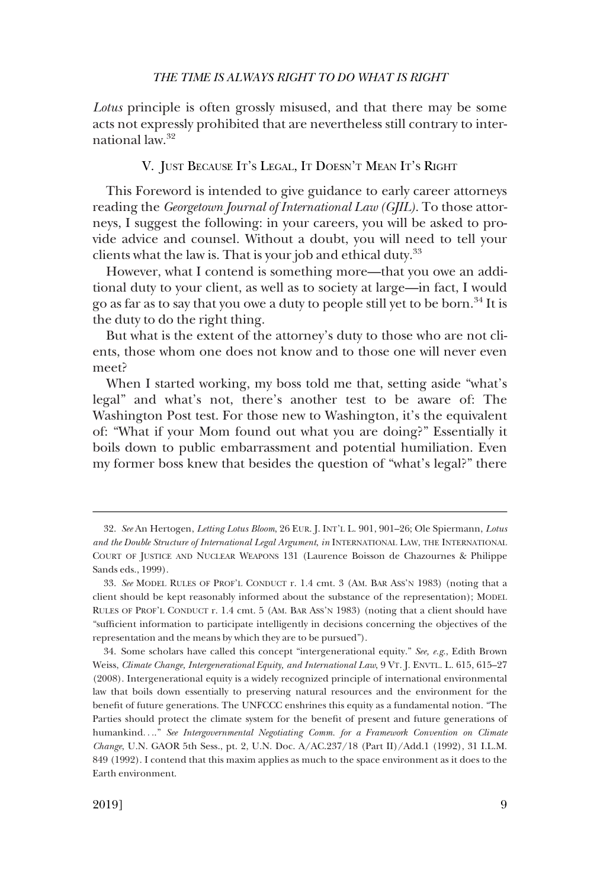*Lotus* principle is often grossly misused, and that there may be some acts not expressly prohibited that are nevertheless still contrary to international law.[32]

## V. JUST BECAUSE IT'S LEGAL, IT DOESN'T MEAN IT'S RIGHT

This Foreword is intended to give guidance to early career attorneys reading the *Georgetown Journal of International Law (GJIL)*. To those attorneys, I suggest the following: in your careers, you will be asked to provide advice and counsel. Without a doubt, you will need to tell your clients what the law is. That is your job and ethical duty.[33]

However, what I contend is something more—that you owe an additional duty to your client, as well as to society at large—in fact, I would go as far as to say that you owe a duty to people still yet to be born.[34] It is the duty to do the right thing.

But what is the extent of the attorney's duty to those who are not clients, those whom one does not know and to those one will never even meet?

When I started working, my boss told me that, setting aside "what's legal" and what's not, there's another test to be aware of: The Washington Post test. For those new to Washington, it's the equivalent of: "What if your Mom found out what you are doing?" Essentially it boils down to public embarrassment and potential humiliation. Even my former boss knew that besides the question of "what's legal?" there

---

32. *See* An Hertogen, *Letting Lotus Bloom*, 26 EUR. J. INT'L L. 901, 901–26; Ole Spiermann, *Lotus and the Double Structure of International Legal Argument*, *in* INTERNATIONAL LAW, THE INTERNATIONAL COURT OF JUSTICE AND NUCLEAR WEAPONS 131 (Laurence Boisson de Chazournes & Philippe Sands eds., 1999).

33. *See* MODEL RULES OF PROF'L CONDUCT r. 1.4 cmt. 3 (AM. BAR ASS'N 1983) (noting that a client should be kept reasonably informed about the substance of the representation); MODEL RULES OF PROF'L CONDUCT r. 1.4 cmt. 5 (AM. BAR ASS'N 1983) (noting that a client should have "sufficient information to participate intelligently in decisions concerning the objectives of the representation and the means by which they are to be pursued").

34. Some scholars have called this concept "intergenerational equity." *See, e.g.*, Edith Brown Weiss, *Climate Change, Intergenerational Equity, and International Law*, 9 VT. J. ENVTL. L. 615, 615–27 (2008). Intergenerational equity is a widely recognized principle of international environmental law that boils down essentially to preserving natural resources and the environment for the benefit of future generations. The UNFCCC enshrines this equity as a fundamental notion. "The Parties should protect the climate system for the benefit of present and future generations of humankind. . . ." *See Intergovernmental Negotiating Comm. for a Framework Convention on Climate Change*, U.N. GAOR 5th Sess., pt. 2, U.N. Doc. A/AC.237/18 (Part II)/Add.1 (1992), 31 I.L.M. 849 (1992). I contend that this maxim applies as much to the space environment as it does to the Earth environment.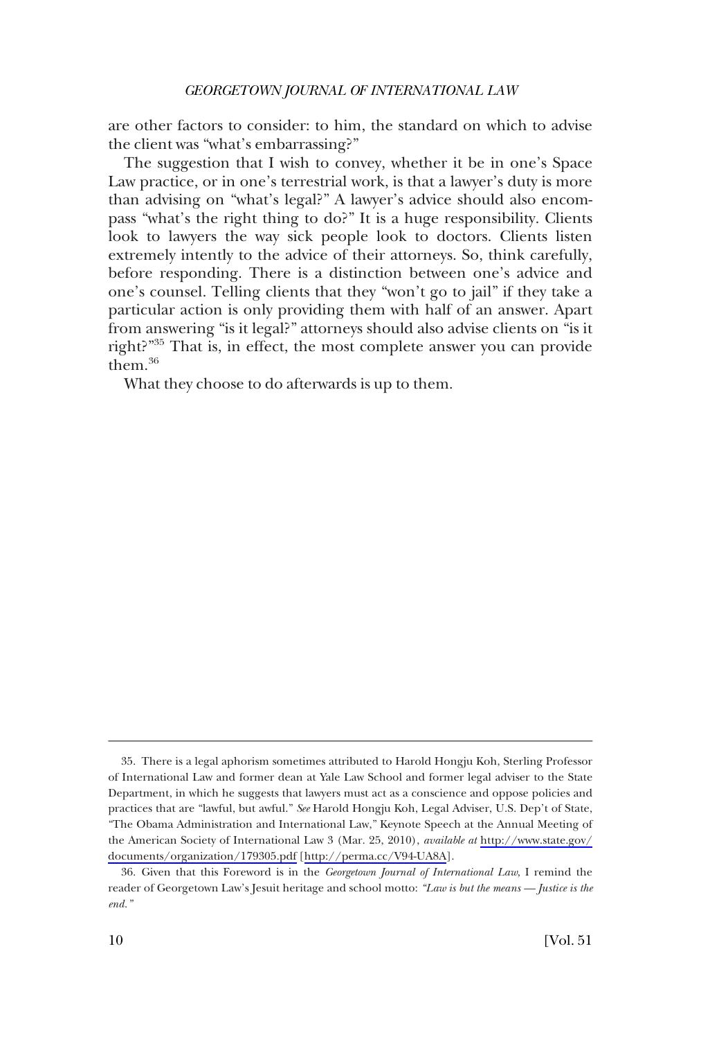are other factors to consider: to him, the standard on which to advise the client was "what's embarrassing?"

The suggestion that I wish to convey, whether it be in one's Space Law practice, or in one's terrestrial work, is that a lawyer's duty is more than advising on "what's legal?" A lawyer's advice should also encompass "what's the right thing to do?" It is a huge responsibility. Clients look to lawyers the way sick people look to doctors. Clients listen extremely intently to the advice of their attorneys. So, think carefully, before responding. There is a distinction between one's advice and one's counsel. Telling clients that they "won't go to jail" if they take a particular action is only providing them with half of an answer. Apart from answering "is it legal?" attorneys should also advise clients on "is it right?"[35] That is, in effect, the most complete answer you can provide them.[36]

What they choose to do afterwards is up to them.

---

35. There is a legal aphorism sometimes attributed to Harold Hongju Koh, Sterling Professor of International Law and former dean at Yale Law School and former legal adviser to the State Department, in which he suggests that lawyers must act as a conscience and oppose policies and practices that are "lawful, but awful." *See* Harold Hongju Koh, Legal Adviser, U.S. Dep't of State, "The Obama Administration and International Law," Keynote Speech at the Annual Meeting of the American Society of International Law 3 (Mar. 25, 2010), *available at* http://www.state.gov/documents/organization/179305.pdf [http://perma.cc/V94-UA8A].

36. Given that this Foreword is in the *Georgetown Journal of International Law*, I remind the reader of Georgetown Law's Jesuit heritage and school motto: *"Law is but the means — Justice is the end."*